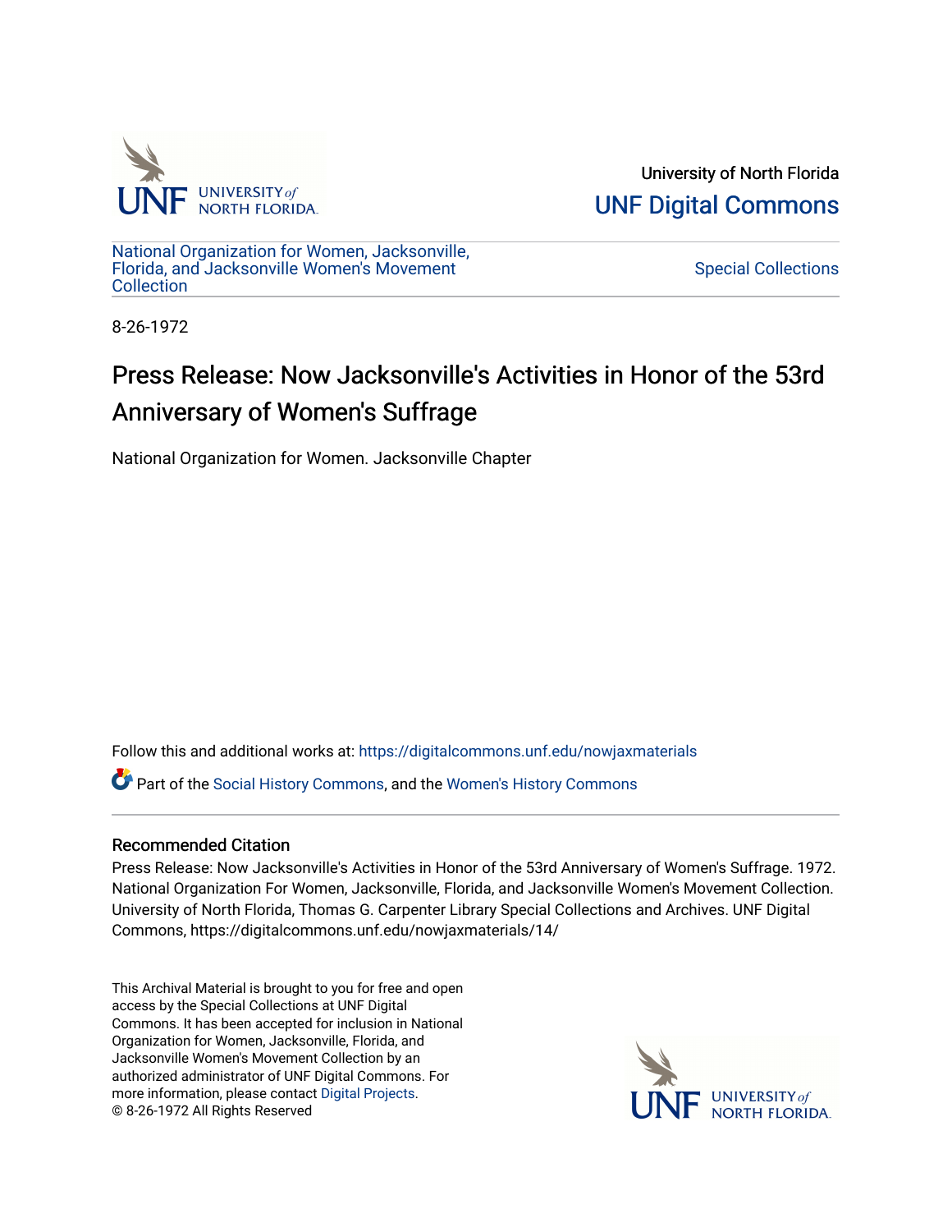University of North Florida

UNF Digital Commons

National Organization for Women, Jacksonville, Florida, and Jacksonville Women's Movement Collection

Special Collections

8-26-1972

# Press Release: Now Jacksonville's Activities in Honor of the 53rd Anniversary of Women's Suffrage

National Organization for Women. Jacksonville Chapter

Follow this and additional works at: https://digitalcommons.unf.edu/nowjaxmaterials

Part of the Social History Commons, and the Women's History Commons

## Recommended Citation

Press Release: Now Jacksonville's Activities in Honor of the 53rd Anniversary of Women's Suffrage. 1972. National Organization For Women, Jacksonville, Florida, and Jacksonville Women's Movement Collection. University of North Florida, Thomas G. Carpenter Library Special Collections and Archives. UNF Digital Commons, https://digitalcommons.unf.edu/nowjaxmaterials/14/

This Archival Material is brought to you for free and open access by the Special Collections at UNF Digital Commons. It has been accepted for inclusion in National Organization for Women, Jacksonville, Florida, and Jacksonville Women's Movement Collection by an authorized administrator of UNF Digital Commons. For more information, please contact Digital Projects.
© 8-26-1972 All Rights Reserved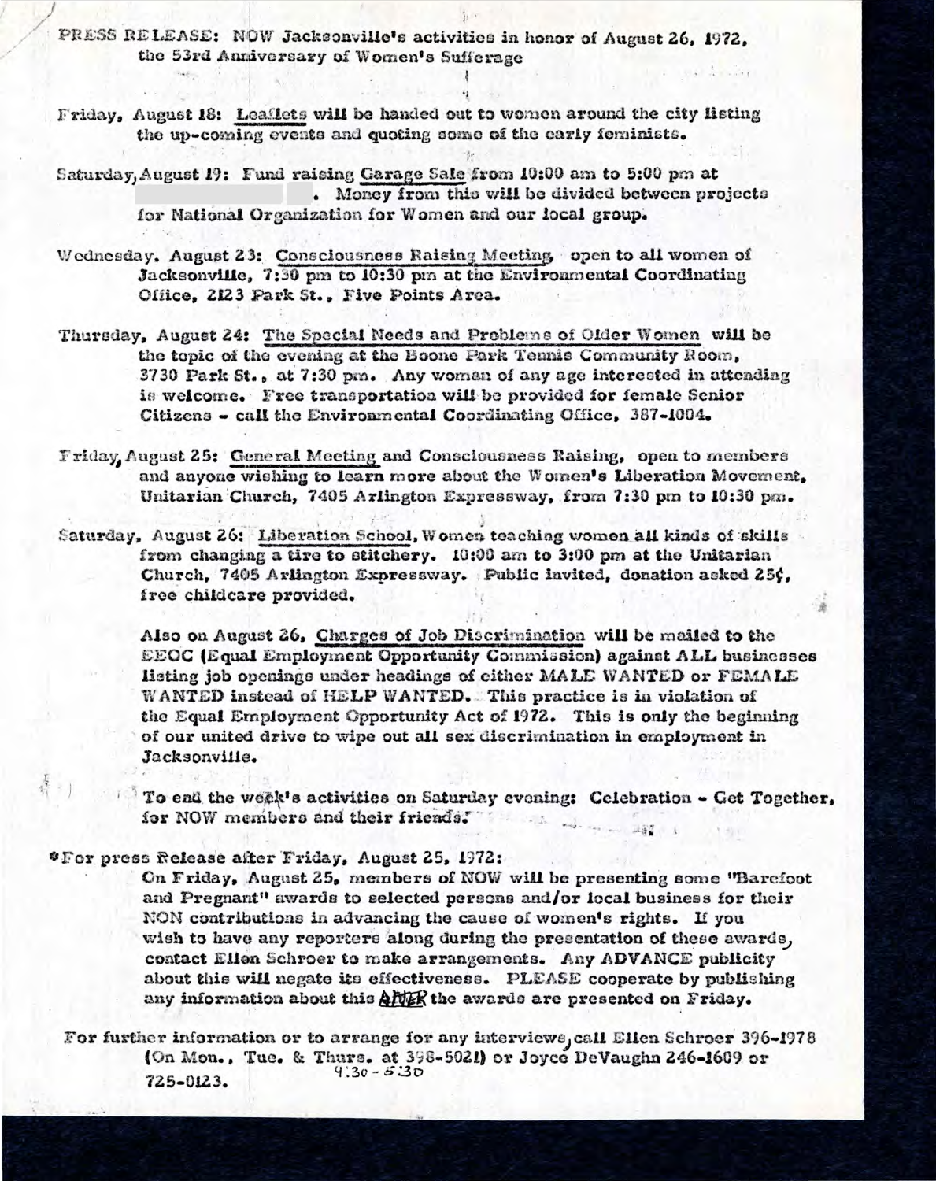PRESS RELEASE: NOW Jacksonville's activities in honor of August 26, 1972, the 53rd Anniversary of Women's Suffrage

Friday, August 18: Leaflets will be handed out to women around the city listing the up-coming events and quoting some of the early feminists.

Saturday, August 19: Fund raising Garage Sale from 10:00 am to 5:00 pm at . Money from this will be divided between projects for National Organization for Women and our local group.

Wednesday, August 23: Consciousness Raising Meeting, open to all women of Jacksonville, 7:30 pm to 10:30 pm at the Environmental Coordinating Office, 2123 Park St., Five Points Area.

Thursday, August 24: The Special Needs and Problems of Older Women will be the topic of the evening at the Boone Park Tennis Community Room, 3730 Park St., at 7:30 pm. Any woman of any age interested in attending is welcome. Free transportation will be provided for female Senior Citizens - call the Environmental Coordinating Office, 387-1004.

Friday, August 25: General Meeting and Consciousness Raising, open to members and anyone wishing to learn more about the Women's Liberation Movement, Unitarian Church, 7405 Arlington Expressway, from 7:30 pm to 10:30 pm.

Saturday, August 26: Liberation School, Women teaching women all kinds of skills from changing a tire to stitchery. 10:00 am to 3:00 pm at the Unitarian Church, 7405 Arlington Expressway. Public invited, donation asked 25¢, free childcare provided.

Also on August 26, Charges of Job Discrimination will be mailed to the EEOC (Equal Employment Opportunity Commission) against ALL businesses listing job openings under headings of either MALE WANTED or FEMALE WANTED instead of HELP WANTED. This practice is in violation of the Equal Employment Opportunity Act of 1972. This is only the beginning of our united drive to wipe out all sex discrimination in employment in Jacksonville.

To end the week's activities on Saturday evening: Celebration - Get Together, for NOW members and their friends.

*For press Release after Friday, August 25, 1972:

On Friday, August 25, members of NOW will be presenting some "Barefoot and Pregnant" awards to selected persons and/or local business for their NON contributions in advancing the cause of women's rights. If you wish to have any reporters along during the presentation of these awards, contact Ellen Schroer to make arrangements. Any ADVANCE publicity about this will negate its effectiveness. PLEASE cooperate by publishing any information about this AFTER the awards are presented on Friday.

For further information or to arrange for any interviews, call Ellen Schroer 396-1978 (On Mon., Tue. & Thurs. at 398-5021) or Joyce DeVaughn 246-1609 or 725-0123. 4:30 - 5:30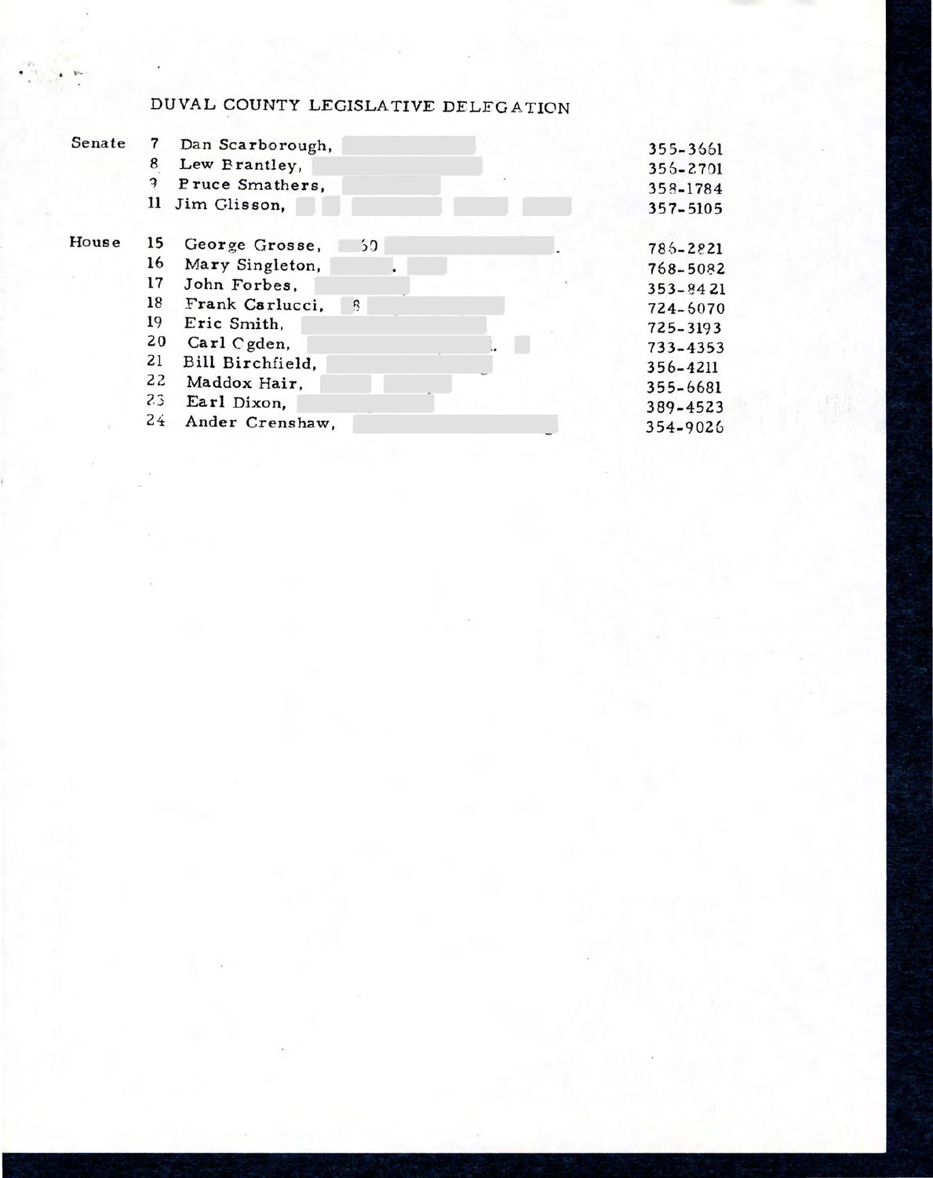# DUVAL COUNTY LEGISLATIVE DELEGATION

| | | | |
|---|---|---|---|
| Senate | 7 | Dan Scarborough, | 355-3661 |
| | 8 | Lew Brantley, | 356-2701 |
| | 9 | Bruce Smathers, | 358-1784 |
| | 11 | Jim Glisson, | 357-5105 |
| House | 15 | George Grosse, 60 | 786-2821 |
| | 16 | Mary Singleton, | 768-5082 |
| | 17 | John Forbes, | 353-8421 |
| | 18 | Frank Carlucci, 8 | 724-6070 |
| | 19 | Eric Smith, | 725-3193 |
| | 20 | Carl Ogden, | 733-4353 |
| | 21 | Bill Birchfield, | 356-4211 |
| | 22 | Maddox Hair, | 355-6681 |
| | 23 | Earl Dixon, | 389-4523 |
| | 24 | Ander Crenshaw, | 354-9026 |